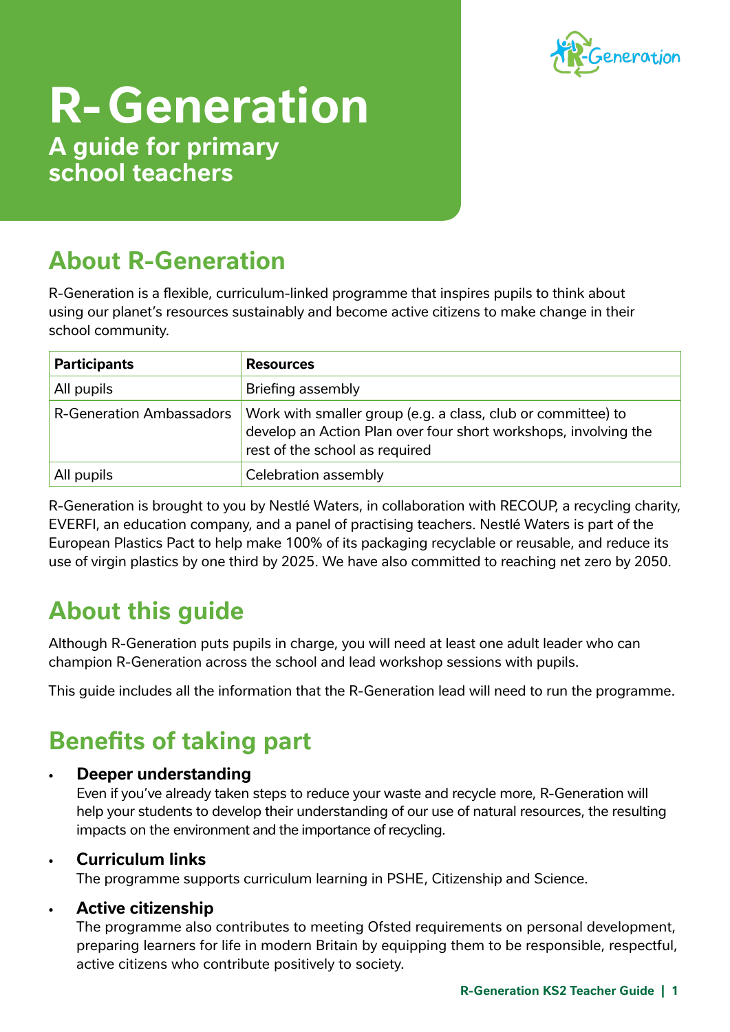// R-Generation

# R-Generation

## A guide for primary school teachers

## About R-Generation

R-Generation is a flexible, curriculum-linked programme that inspires pupils to think about using our planet's resources sustainably and become active citizens to make change in their school community.

| Participants | Resources |
|---|---|
| All pupils | Briefing assembly |
| R-Generation Ambassadors | Work with smaller group (e.g. a class, club or committee) to develop an Action Plan over four short workshops, involving the rest of the school as required |
| All pupils | Celebration assembly |

R-Generation is brought to you by Nestlé Waters, in collaboration with RECOUP, a recycling charity, EVERFI, an education company, and a panel of practising teachers. Nestlé Waters is part of the European Plastics Pact to help make 100% of its packaging recyclable or reusable, and reduce its use of virgin plastics by one third by 2025. We have also committed to reaching net zero by 2050.

## About this guide

Although R-Generation puts pupils in charge, you will need at least one adult leader who can champion R-Generation across the school and lead workshop sessions with pupils.

This guide includes all the information that the R-Generation lead will need to run the programme.

## Benefits of taking part

- **Deeper understanding**
  Even if you've already taken steps to reduce your waste and recycle more, R-Generation will help your students to develop their understanding of our use of natural resources, the resulting impacts on the environment and the importance of recycling.

- **Curriculum links**
  The programme supports curriculum learning in PSHE, Citizenship and Science.

- **Active citizenship**
  The programme also contributes to meeting Ofsted requirements on personal development, preparing learners for life in modern Britain by equipping them to be responsible, respectful, active citizens who contribute positively to society.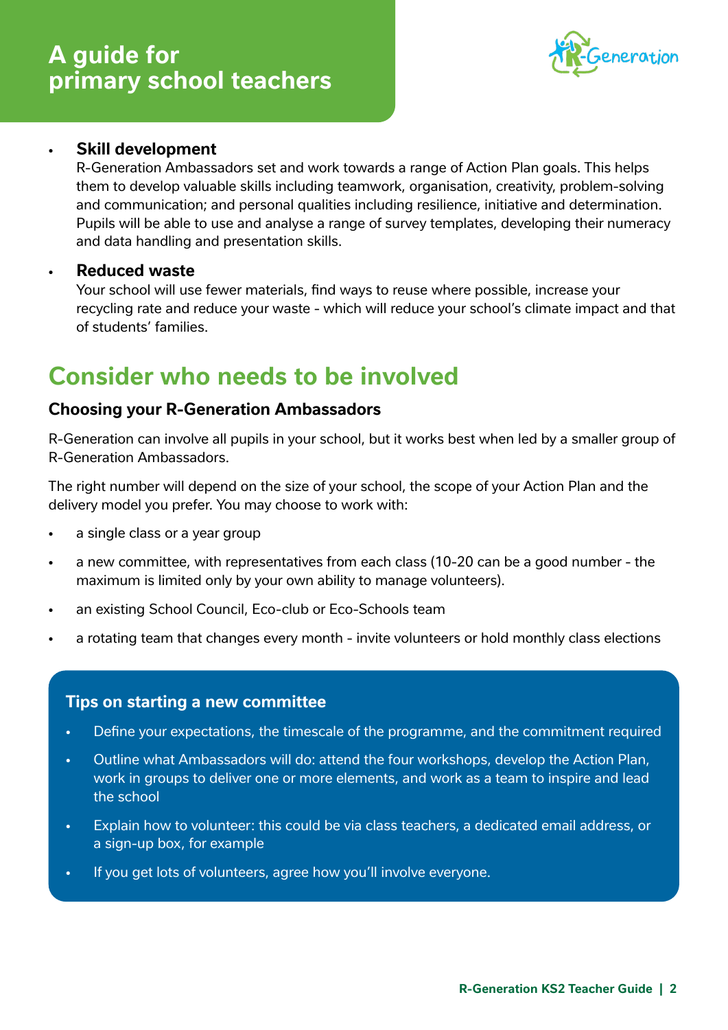- **Skill development**
  R-Generation Ambassadors set and work towards a range of Action Plan goals. This helps them to develop valuable skills including teamwork, organisation, creativity, problem-solving and communication; and personal qualities including resilience, initiative and determination. Pupils will be able to use and analyse a range of survey templates, developing their numeracy and data handling and presentation skills.

- **Reduced waste**
  Your school will use fewer materials, find ways to reuse where possible, increase your recycling rate and reduce your waste - which will reduce your school's climate impact and that of students' families.

## Consider who needs to be involved

### Choosing your R-Generation Ambassadors

R-Generation can involve all pupils in your school, but it works best when led by a smaller group of R-Generation Ambassadors.

The right number will depend on the size of your school, the scope of your Action Plan and the delivery model you prefer. You may choose to work with:

- a single class or a year group
- a new committee, with representatives from each class (10-20 can be a good number - the maximum is limited only by your own ability to manage volunteers).
- an existing School Council, Eco-club or Eco-Schools team
- a rotating team that changes every month - invite volunteers or hold monthly class elections

### Tips on starting a new committee

- Define your expectations, the timescale of the programme, and the commitment required
- Outline what Ambassadors will do: attend the four workshops, develop the Action Plan, work in groups to deliver one or more elements, and work as a team to inspire and lead the school
- Explain how to volunteer: this could be via class teachers, a dedicated email address, or a sign-up box, for example
- If you get lots of volunteers, agree how you'll involve everyone.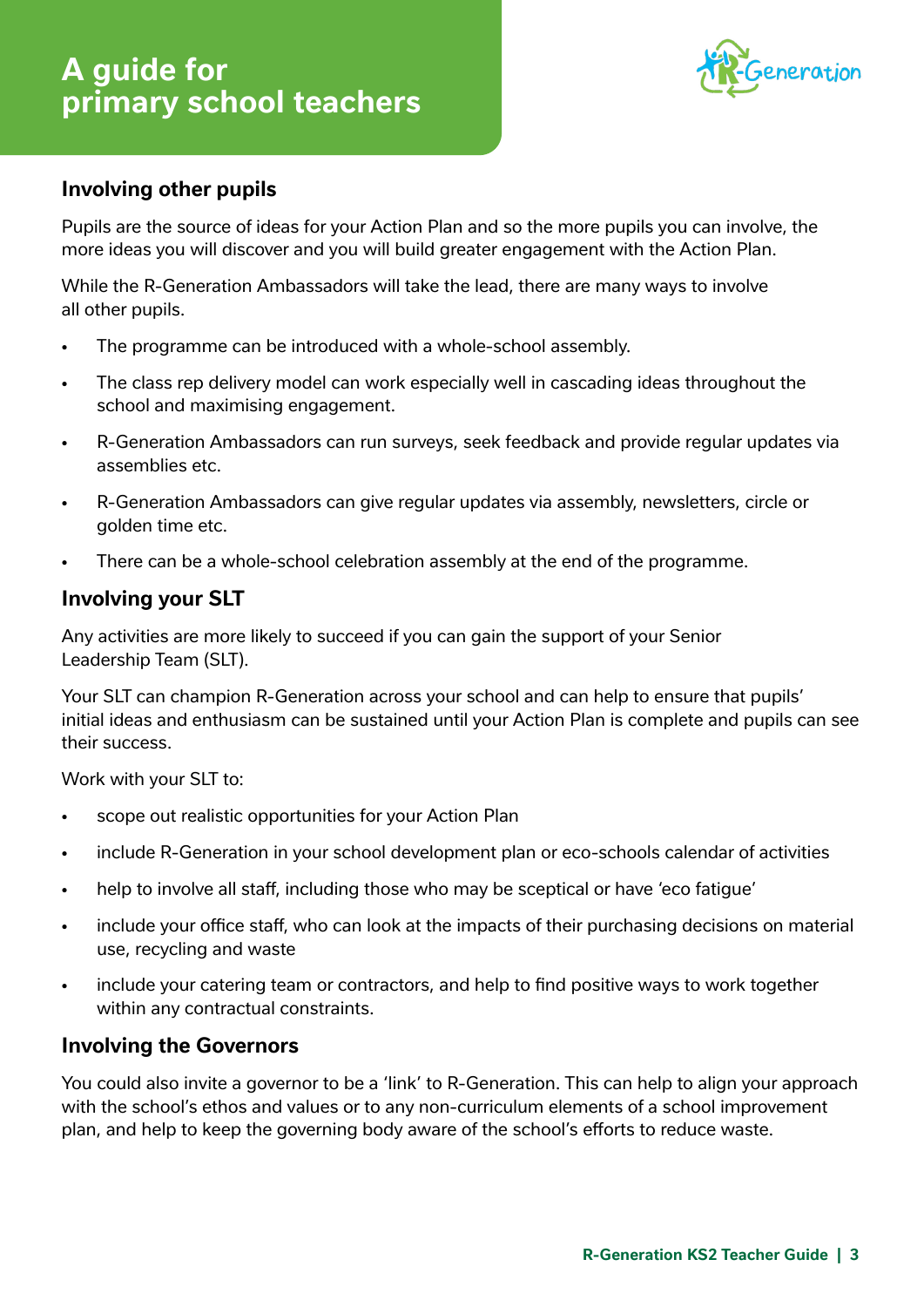## Involving other pupils

Pupils are the source of ideas for your Action Plan and so the more pupils you can involve, the more ideas you will discover and you will build greater engagement with the Action Plan.

While the R-Generation Ambassadors will take the lead, there are many ways to involve all other pupils.

- The programme can be introduced with a whole-school assembly.
- The class rep delivery model can work especially well in cascading ideas throughout the school and maximising engagement.
- R-Generation Ambassadors can run surveys, seek feedback and provide regular updates via assemblies etc.
- R-Generation Ambassadors can give regular updates via assembly, newsletters, circle or golden time etc.
- There can be a whole-school celebration assembly at the end of the programme.

## Involving your SLT

Any activities are more likely to succeed if you can gain the support of your Senior Leadership Team (SLT).

Your SLT can champion R-Generation across your school and can help to ensure that pupils' initial ideas and enthusiasm can be sustained until your Action Plan is complete and pupils can see their success.

Work with your SLT to:

- scope out realistic opportunities for your Action Plan
- include R-Generation in your school development plan or eco-schools calendar of activities
- help to involve all staff, including those who may be sceptical or have 'eco fatigue'
- include your office staff, who can look at the impacts of their purchasing decisions on material use, recycling and waste
- include your catering team or contractors, and help to find positive ways to work together within any contractual constraints.

## Involving the Governors

You could also invite a governor to be a 'link' to R-Generation. This can help to align your approach with the school's ethos and values or to any non-curriculum elements of a school improvement plan, and help to keep the governing body aware of the school's efforts to reduce waste.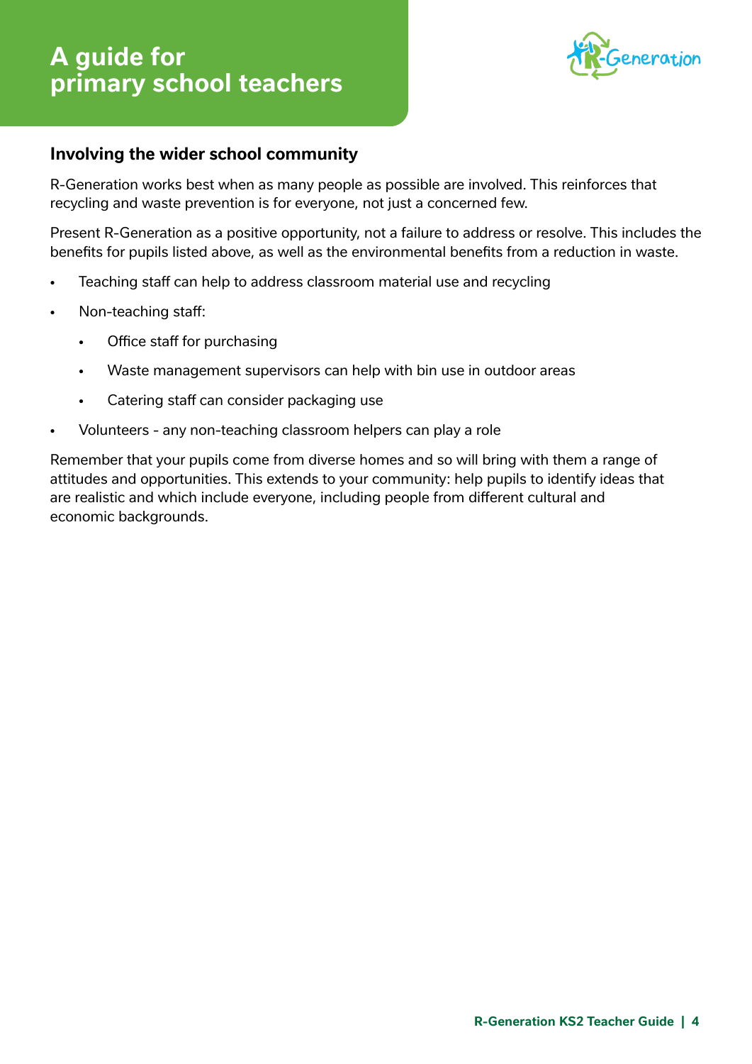## Involving the wider school community

R-Generation works best when as many people as possible are involved. This reinforces that recycling and waste prevention is for everyone, not just a concerned few.

Present R-Generation as a positive opportunity, not a failure to address or resolve. This includes the benefits for pupils listed above, as well as the environmental benefits from a reduction in waste.

- Teaching staff can help to address classroom material use and recycling
- Non-teaching staff:
    - Office staff for purchasing
    - Waste management supervisors can help with bin use in outdoor areas
    - Catering staff can consider packaging use
- Volunteers - any non-teaching classroom helpers can play a role

Remember that your pupils come from diverse homes and so will bring with them a range of attitudes and opportunities. This extends to your community: help pupils to identify ideas that are realistic and which include everyone, including people from different cultural and economic backgrounds.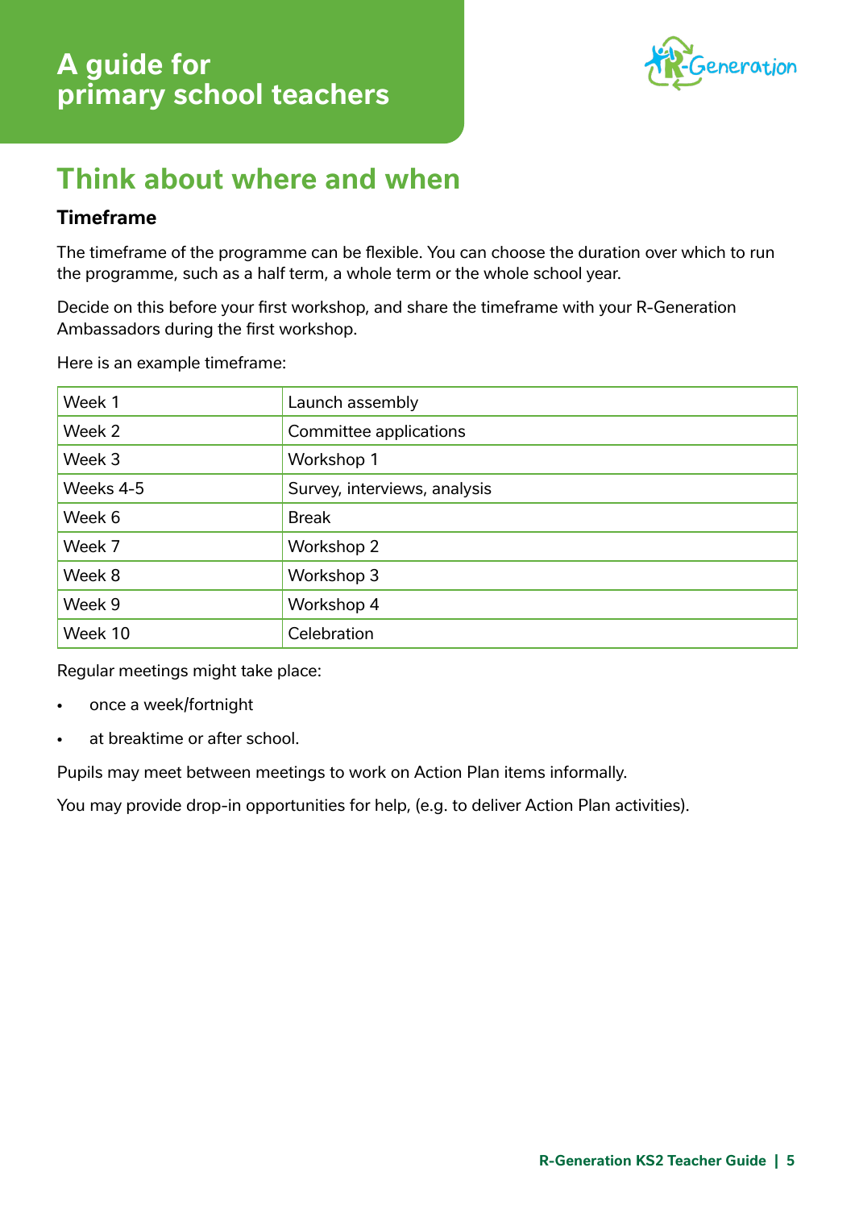# A guide for primary school teachers

## Think about where and when

### Timeframe

The timeframe of the programme can be flexible. You can choose the duration over which to run the programme, such as a half term, a whole term or the whole school year.

Decide on this before your first workshop, and share the timeframe with your R-Generation Ambassadors during the first workshop.

Here is an example timeframe:

| | |
|---|---|
| Week 1 | Launch assembly |
| Week 2 | Committee applications |
| Week 3 | Workshop 1 |
| Weeks 4-5 | Survey, interviews, analysis |
| Week 6 | Break |
| Week 7 | Workshop 2 |
| Week 8 | Workshop 3 |
| Week 9 | Workshop 4 |
| Week 10 | Celebration |

Regular meetings might take place:

- once a week/fortnight
- at breaktime or after school.

Pupils may meet between meetings to work on Action Plan items informally.

You may provide drop-in opportunities for help, (e.g. to deliver Action Plan activities).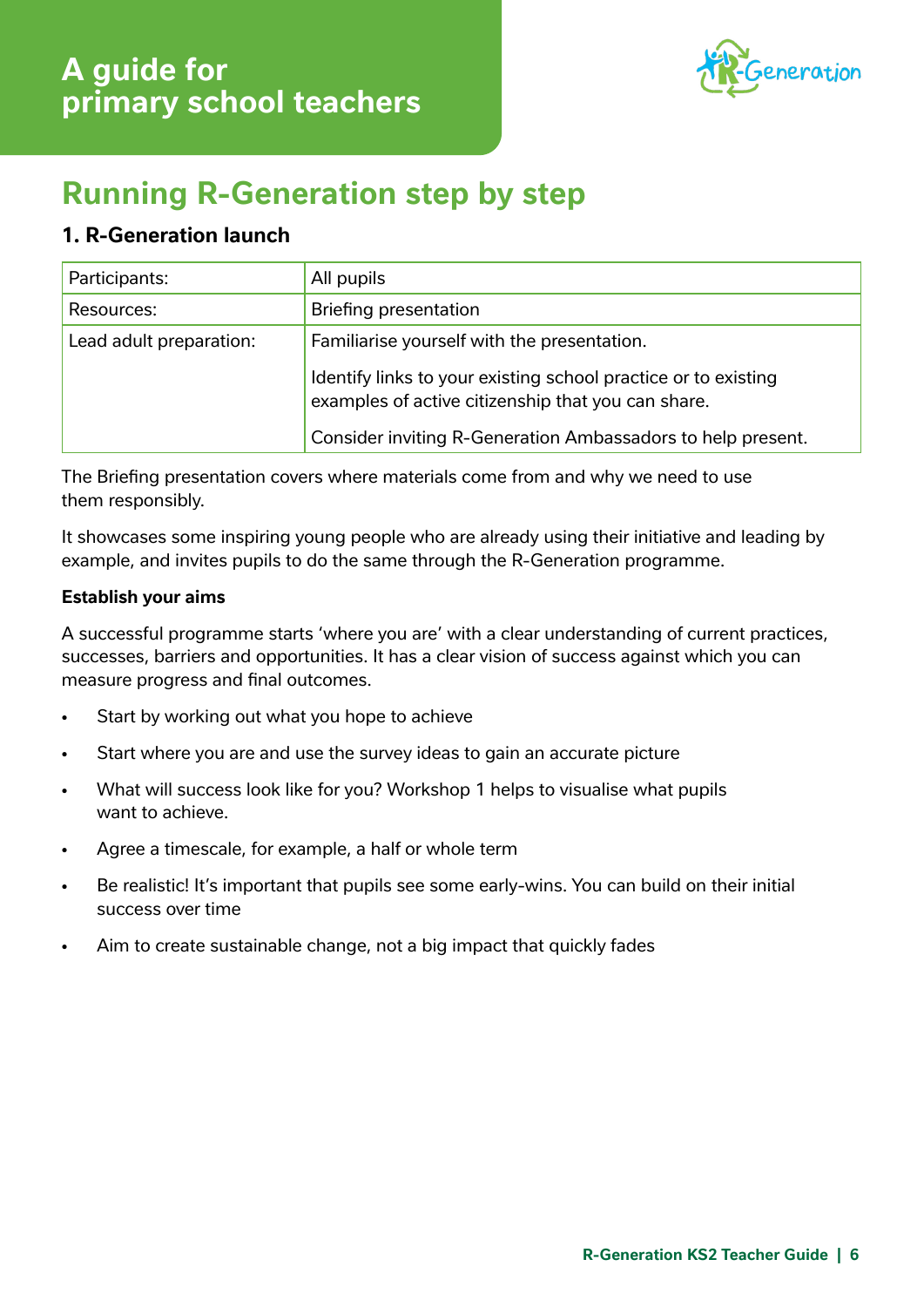# Running R-Generation step by step

## 1. R-Generation launch

| | |
|---|---|
| Participants: | All pupils |
| Resources: | Briefing presentation |
| Lead adult preparation: | Familiarise yourself with the presentation.<br><br>Identify links to your existing school practice or to existing examples of active citizenship that you can share.<br><br>Consider inviting R-Generation Ambassadors to help present. |

The Briefing presentation covers where materials come from and why we need to use them responsibly.

It showcases some inspiring young people who are already using their initiative and leading by example, and invites pupils to do the same through the R-Generation programme.

**Establish your aims**

A successful programme starts 'where you are' with a clear understanding of current practices, successes, barriers and opportunities. It has a clear vision of success against which you can measure progress and final outcomes.

- Start by working out what you hope to achieve
- Start where you are and use the survey ideas to gain an accurate picture
- What will success look like for you? Workshop 1 helps to visualise what pupils want to achieve.
- Agree a timescale, for example, a half or whole term
- Be realistic! It's important that pupils see some early-wins. You can build on their initial success over time
- Aim to create sustainable change, not a big impact that quickly fades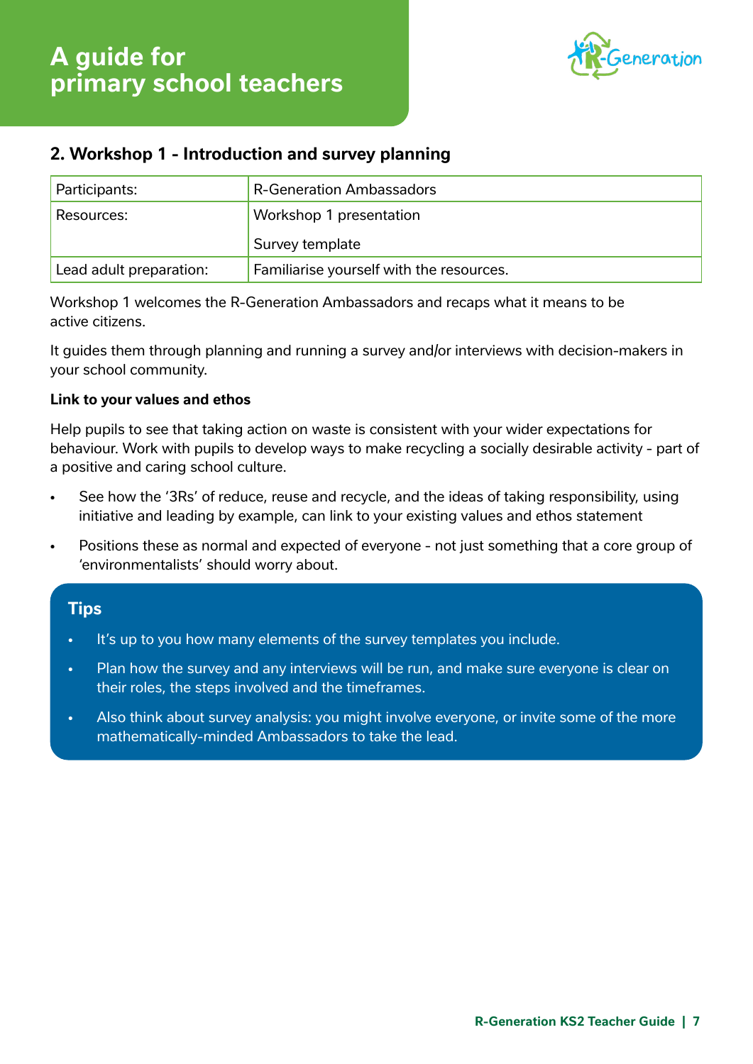## 2. Workshop 1 - Introduction and survey planning

| | |
|---|---|
| Participants: | R-Generation Ambassadors |
| Resources: | Workshop 1 presentation<br><br>Survey template |
| Lead adult preparation: | Familiarise yourself with the resources. |

Workshop 1 welcomes the R-Generation Ambassadors and recaps what it means to be active citizens.

It guides them through planning and running a survey and/or interviews with decision-makers in your school community.

**Link to your values and ethos**

Help pupils to see that taking action on waste is consistent with your wider expectations for behaviour. Work with pupils to develop ways to make recycling a socially desirable activity - part of a positive and caring school culture.

- See how the '3Rs' of reduce, reuse and recycle, and the ideas of taking responsibility, using initiative and leading by example, can link to your existing values and ethos statement
- Positions these as normal and expected of everyone - not just something that a core group of 'environmentalists' should worry about.

### Tips

- It's up to you how many elements of the survey templates you include.
- Plan how the survey and any interviews will be run, and make sure everyone is clear on their roles, the steps involved and the timeframes.
- Also think about survey analysis: you might involve everyone, or invite some of the more mathematically-minded Ambassadors to take the lead.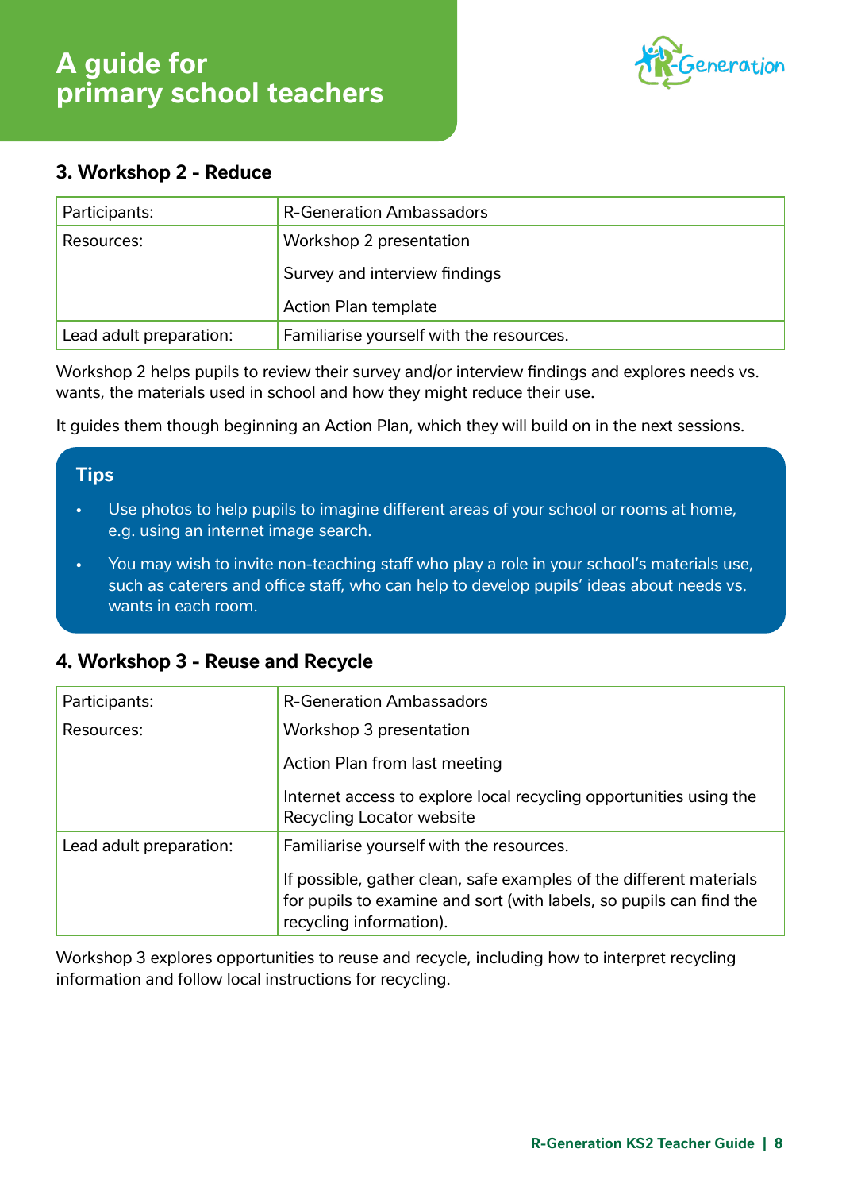### 3. Workshop 2 - Reduce

| | |
|---|---|
| Participants: | R-Generation Ambassadors |
| Resources: | Workshop 2 presentation<br>Survey and interview findings<br>Action Plan template |
| Lead adult preparation: | Familiarise yourself with the resources. |

Workshop 2 helps pupils to review their survey and/or interview findings and explores needs vs. wants, the materials used in school and how they might reduce their use.

It guides them though beginning an Action Plan, which they will build on in the next sessions.

**Tips**

- Use photos to help pupils to imagine different areas of your school or rooms at home, e.g. using an internet image search.
- You may wish to invite non-teaching staff who play a role in your school's materials use, such as caterers and office staff, who can help to develop pupils' ideas about needs vs. wants in each room.

### 4. Workshop 3 - Reuse and Recycle

| | |
|---|---|
| Participants: | R-Generation Ambassadors |
| Resources: | Workshop 3 presentation<br>Action Plan from last meeting<br>Internet access to explore local recycling opportunities using the Recycling Locator website |
| Lead adult preparation: | Familiarise yourself with the resources.<br>If possible, gather clean, safe examples of the different materials for pupils to examine and sort (with labels, so pupils can find the recycling information). |

Workshop 3 explores opportunities to reuse and recycle, including how to interpret recycling information and follow local instructions for recycling.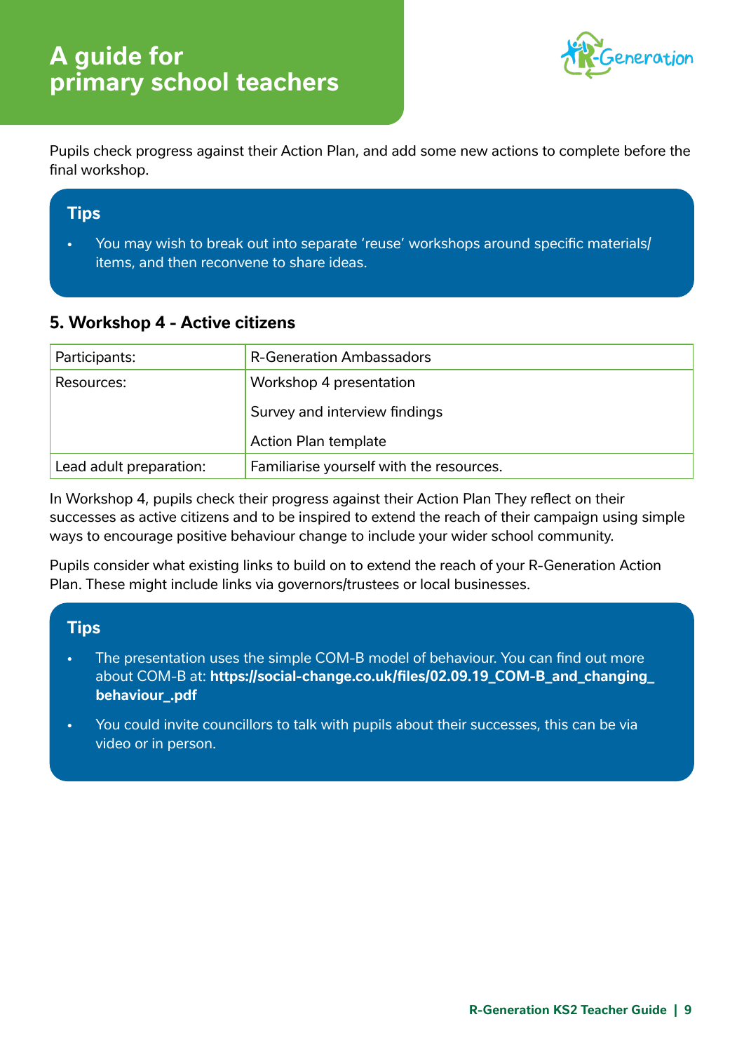Pupils check progress against their Action Plan, and add some new actions to complete before the final workshop.

### Tips

- You may wish to break out into separate 'reuse' workshops around specific materials/ items, and then reconvene to share ideas.

## 5. Workshop 4 - Active citizens

| | |
|---|---|
| Participants: | R-Generation Ambassadors |
| Resources: | Workshop 4 presentation<br>Survey and interview findings<br>Action Plan template |
| Lead adult preparation: | Familiarise yourself with the resources. |

In Workshop 4, pupils check their progress against their Action Plan They reflect on their successes as active citizens and to be inspired to extend the reach of their campaign using simple ways to encourage positive behaviour change to include your wider school community.

Pupils consider what existing links to build on to extend the reach of your R-Generation Action Plan. These might include links via governors/trustees or local businesses.

### Tips

- The presentation uses the simple COM-B model of behaviour. You can find out more about COM-B at: **https://social-change.co.uk/files/02.09.19_COM-B_and_changing_behaviour_.pdf**
- You could invite councillors to talk with pupils about their successes, this can be via video or in person.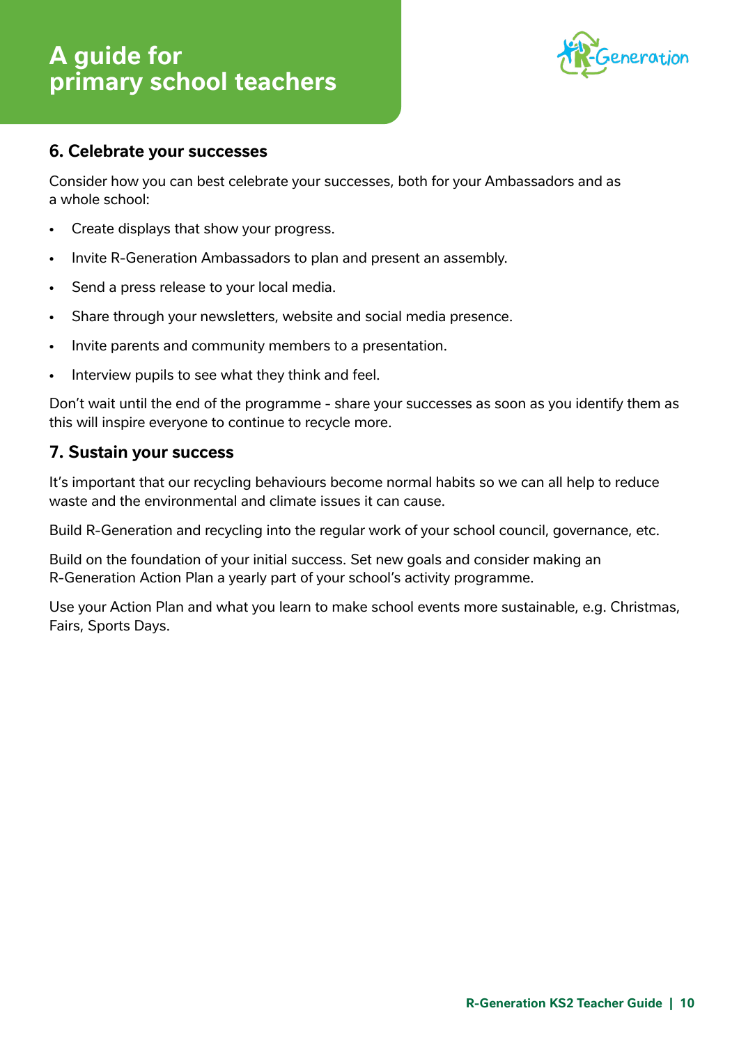## 6. Celebrate your successes

Consider how you can best celebrate your successes, both for your Ambassadors and as a whole school:

- Create displays that show your progress.
- Invite R-Generation Ambassadors to plan and present an assembly.
- Send a press release to your local media.
- Share through your newsletters, website and social media presence.
- Invite parents and community members to a presentation.
- Interview pupils to see what they think and feel.

Don't wait until the end of the programme - share your successes as soon as you identify them as this will inspire everyone to continue to recycle more.

## 7. Sustain your success

It's important that our recycling behaviours become normal habits so we can all help to reduce waste and the environmental and climate issues it can cause.

Build R-Generation and recycling into the regular work of your school council, governance, etc.

Build on the foundation of your initial success. Set new goals and consider making an R-Generation Action Plan a yearly part of your school's activity programme.

Use your Action Plan and what you learn to make school events more sustainable, e.g. Christmas, Fairs, Sports Days.